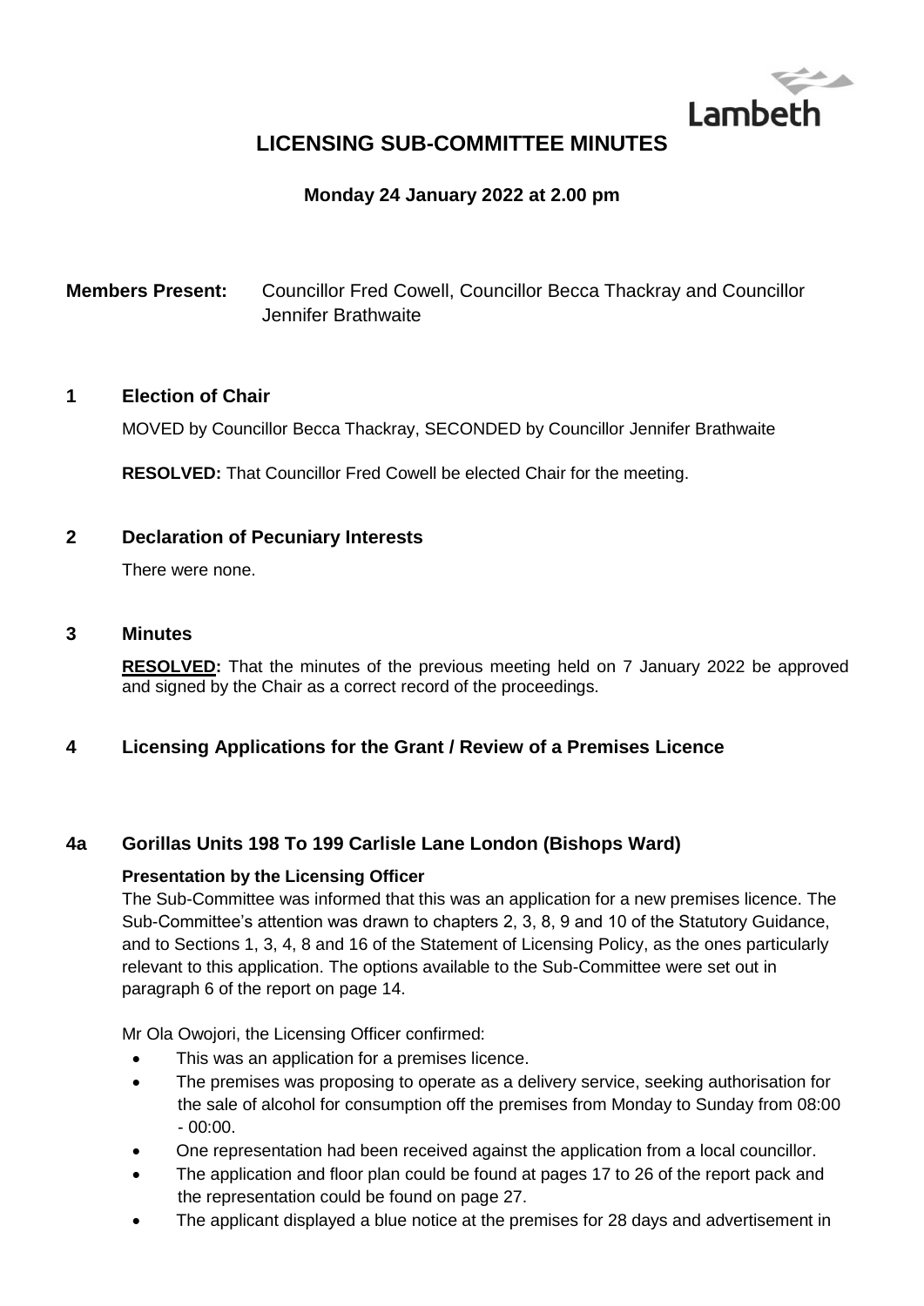Lambeth

# LICENSING SUB-COMMITTEE MINUTES

**Monday 24 January 2022 at 2.00 pm**

**Members Present:** Councillor Fred Cowell, Councillor Becca Thackray and Councillor Jennifer Brathwaite

## 1 Election of Chair

MOVED by Councillor Becca Thackray, SECONDED by Councillor Jennifer Brathwaite

**RESOLVED:** That Councillor Fred Cowell be elected Chair for the meeting.

## 2 Declaration of Pecuniary Interests

There were none.

## 3 Minutes

**RESOLVED:** That the minutes of the previous meeting held on 7 January 2022 be approved and signed by the Chair as a correct record of the proceedings.

## 4 Licensing Applications for the Grant / Review of a Premises Licence

### 4a Gorillas Units 198 To 199 Carlisle Lane London (Bishops Ward)

**Presentation by the Licensing Officer**

The Sub-Committee was informed that this was an application for a new premises licence. The Sub-Committee's attention was drawn to chapters 2, 3, 8, 9 and 10 of the Statutory Guidance, and to Sections 1, 3, 4, 8 and 16 of the Statement of Licensing Policy, as the ones particularly relevant to this application. The options available to the Sub-Committee were set out in paragraph 6 of the report on page 14.

Mr Ola Owojori, the Licensing Officer confirmed:

- This was an application for a premises licence.
- The premises was proposing to operate as a delivery service, seeking authorisation for the sale of alcohol for consumption off the premises from Monday to Sunday from 08:00 - 00:00.
- One representation had been received against the application from a local councillor.
- The application and floor plan could be found at pages 17 to 26 of the report pack and the representation could be found on page 27.
- The applicant displayed a blue notice at the premises for 28 days and advertisement in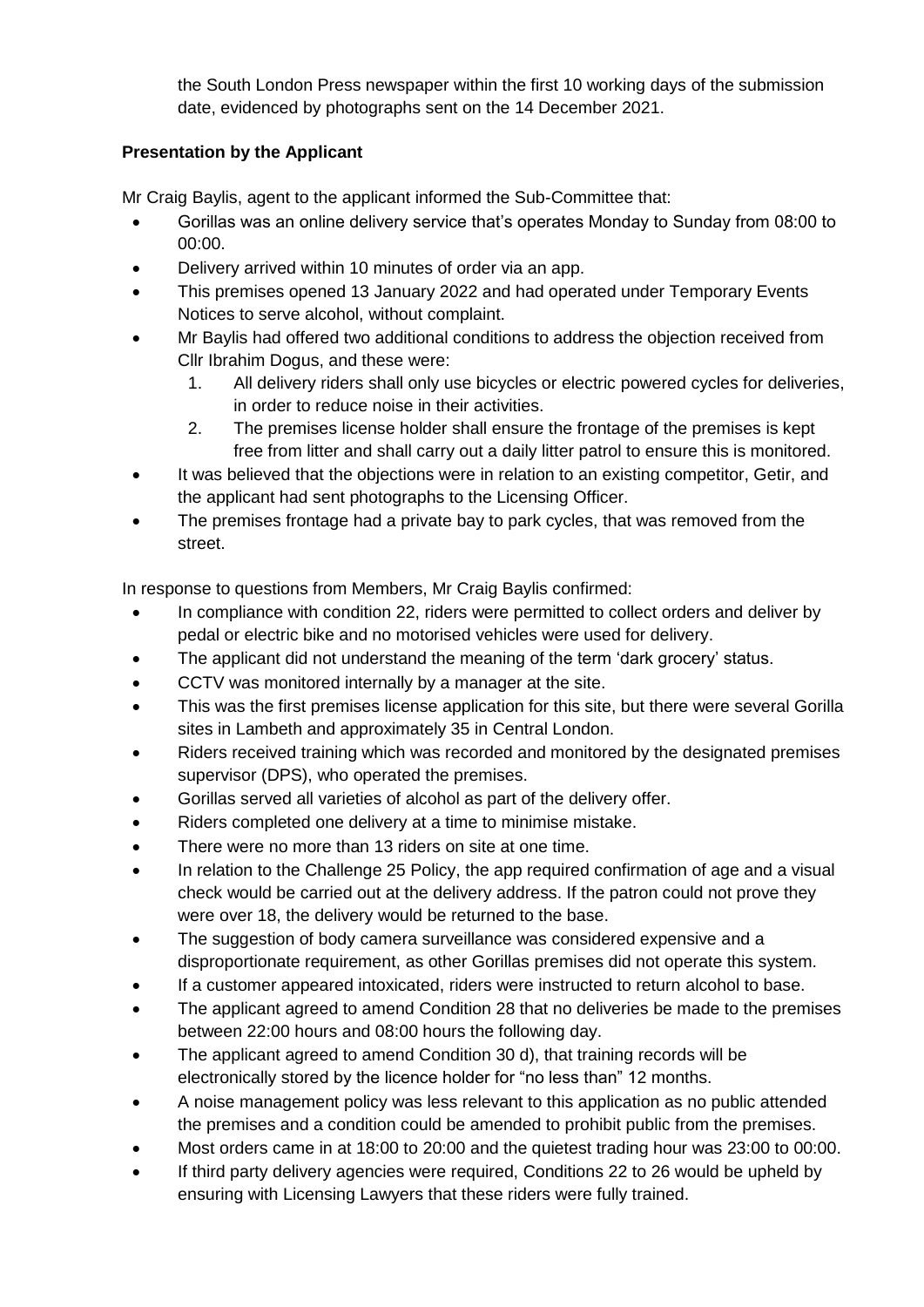the South London Press newspaper within the first 10 working days of the submission date, evidenced by photographs sent on the 14 December 2021.

**Presentation by the Applicant**

Mr Craig Baylis, agent to the applicant informed the Sub-Committee that:

- Gorillas was an online delivery service that's operates Monday to Sunday from 08:00 to 00:00.
- Delivery arrived within 10 minutes of order via an app.
- This premises opened 13 January 2022 and had operated under Temporary Events Notices to serve alcohol, without complaint.
- Mr Baylis had offered two additional conditions to address the objection received from Cllr Ibrahim Dogus, and these were:
    1. All delivery riders shall only use bicycles or electric powered cycles for deliveries, in order to reduce noise in their activities.
    2. The premises license holder shall ensure the frontage of the premises is kept free from litter and shall carry out a daily litter patrol to ensure this is monitored.
- It was believed that the objections were in relation to an existing competitor, Getir, and the applicant had sent photographs to the Licensing Officer.
- The premises frontage had a private bay to park cycles, that was removed from the street.

In response to questions from Members, Mr Craig Baylis confirmed:

- In compliance with condition 22, riders were permitted to collect orders and deliver by pedal or electric bike and no motorised vehicles were used for delivery.
- The applicant did not understand the meaning of the term 'dark grocery' status.
- CCTV was monitored internally by a manager at the site.
- This was the first premises license application for this site, but there were several Gorilla sites in Lambeth and approximately 35 in Central London.
- Riders received training which was recorded and monitored by the designated premises supervisor (DPS), who operated the premises.
- Gorillas served all varieties of alcohol as part of the delivery offer.
- Riders completed one delivery at a time to minimise mistake.
- There were no more than 13 riders on site at one time.
- In relation to the Challenge 25 Policy, the app required confirmation of age and a visual check would be carried out at the delivery address. If the patron could not prove they were over 18, the delivery would be returned to the base.
- The suggestion of body camera surveillance was considered expensive and a disproportionate requirement, as other Gorillas premises did not operate this system.
- If a customer appeared intoxicated, riders were instructed to return alcohol to base.
- The applicant agreed to amend Condition 28 that no deliveries be made to the premises between 22:00 hours and 08:00 hours the following day.
- The applicant agreed to amend Condition 30 d), that training records will be electronically stored by the licence holder for "no less than" 12 months.
- A noise management policy was less relevant to this application as no public attended the premises and a condition could be amended to prohibit public from the premises.
- Most orders came in at 18:00 to 20:00 and the quietest trading hour was 23:00 to 00:00.
- If third party delivery agencies were required, Conditions 22 to 26 would be upheld by ensuring with Licensing Lawyers that these riders were fully trained.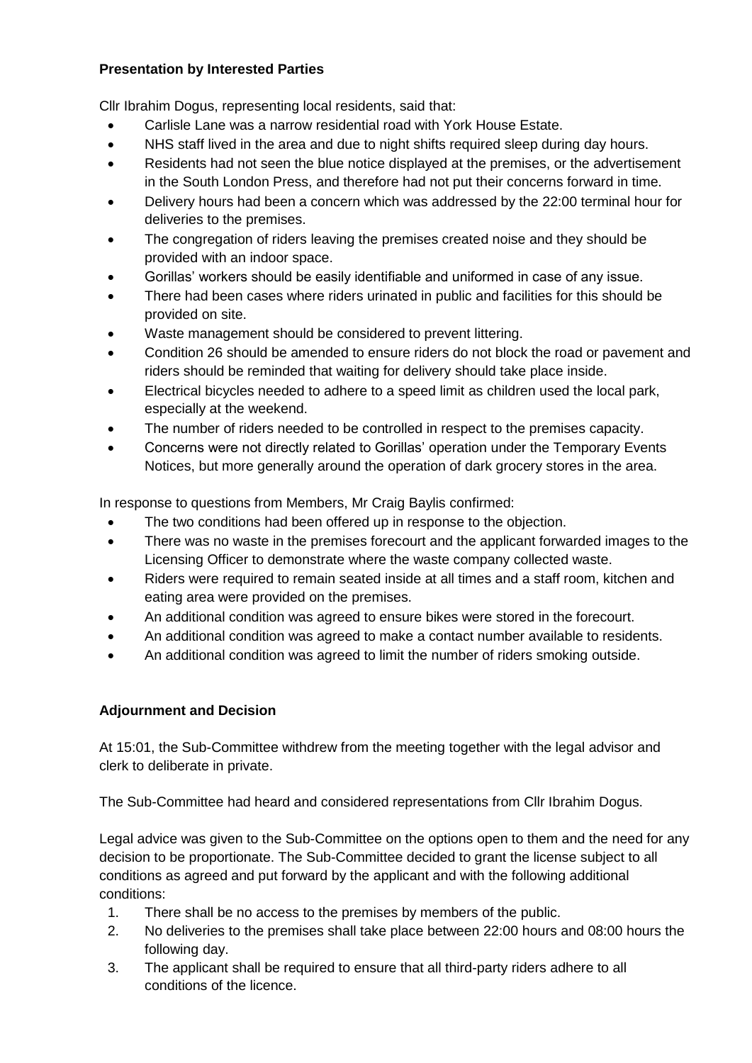**Presentation by Interested Parties**

Cllr Ibrahim Dogus, representing local residents, said that:

- Carlisle Lane was a narrow residential road with York House Estate.
- NHS staff lived in the area and due to night shifts required sleep during day hours.
- Residents had not seen the blue notice displayed at the premises, or the advertisement in the South London Press, and therefore had not put their concerns forward in time.
- Delivery hours had been a concern which was addressed by the 22:00 terminal hour for deliveries to the premises.
- The congregation of riders leaving the premises created noise and they should be provided with an indoor space.
- Gorillas' workers should be easily identifiable and uniformed in case of any issue.
- There had been cases where riders urinated in public and facilities for this should be provided on site.
- Waste management should be considered to prevent littering.
- Condition 26 should be amended to ensure riders do not block the road or pavement and riders should be reminded that waiting for delivery should take place inside.
- Electrical bicycles needed to adhere to a speed limit as children used the local park, especially at the weekend.
- The number of riders needed to be controlled in respect to the premises capacity.
- Concerns were not directly related to Gorillas' operation under the Temporary Events Notices, but more generally around the operation of dark grocery stores in the area.

In response to questions from Members, Mr Craig Baylis confirmed:

- The two conditions had been offered up in response to the objection.
- There was no waste in the premises forecourt and the applicant forwarded images to the Licensing Officer to demonstrate where the waste company collected waste.
- Riders were required to remain seated inside at all times and a staff room, kitchen and eating area were provided on the premises.
- An additional condition was agreed to ensure bikes were stored in the forecourt.
- An additional condition was agreed to make a contact number available to residents.
- An additional condition was agreed to limit the number of riders smoking outside.

**Adjournment and Decision**

At 15:01, the Sub-Committee withdrew from the meeting together with the legal advisor and clerk to deliberate in private.

The Sub-Committee had heard and considered representations from Cllr Ibrahim Dogus.

Legal advice was given to the Sub-Committee on the options open to them and the need for any decision to be proportionate. The Sub-Committee decided to grant the license subject to all conditions as agreed and put forward by the applicant and with the following additional conditions:

1. There shall be no access to the premises by members of the public.
2. No deliveries to the premises shall take place between 22:00 hours and 08:00 hours the following day.
3. The applicant shall be required to ensure that all third-party riders adhere to all conditions of the licence.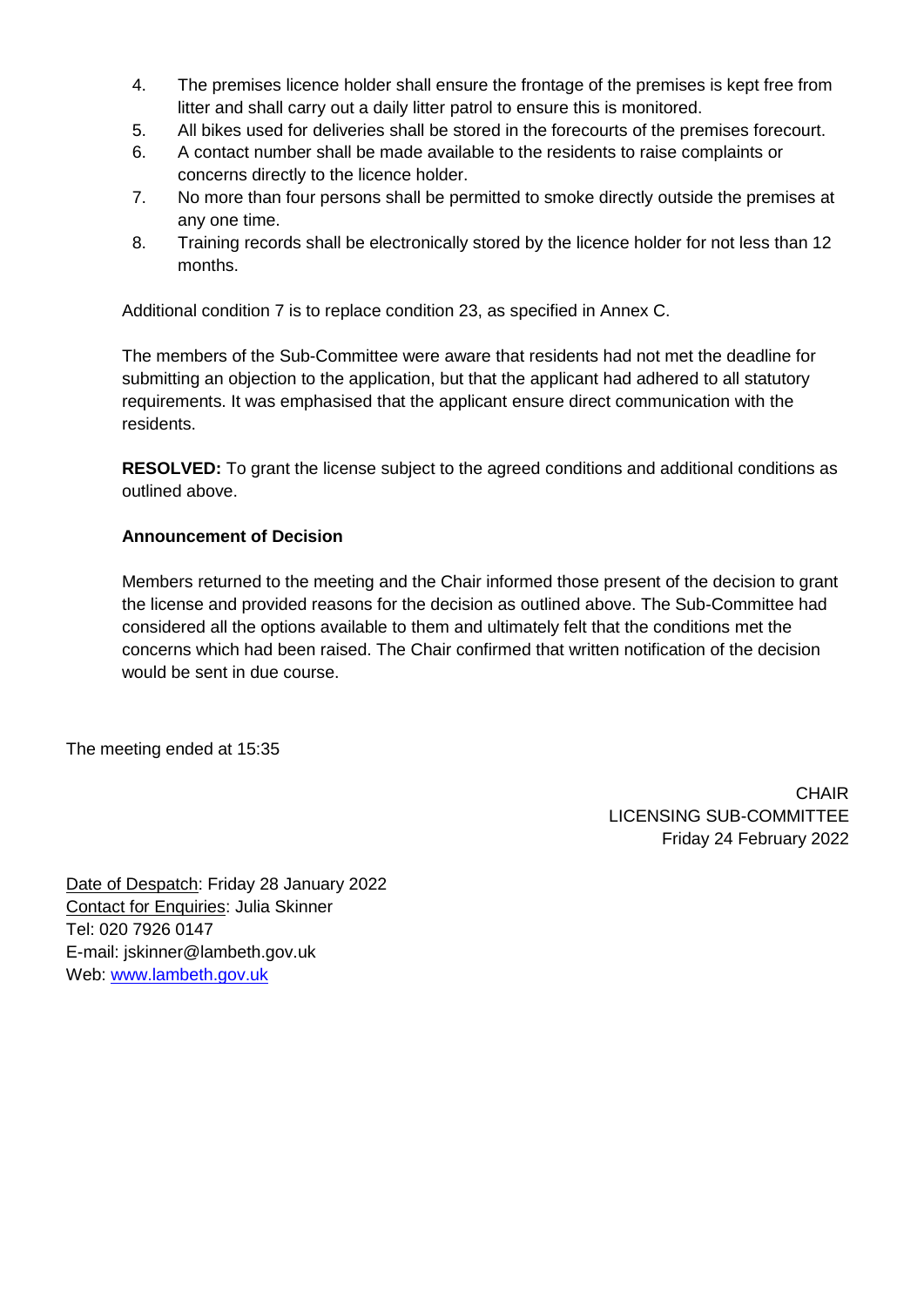4. The premises licence holder shall ensure the frontage of the premises is kept free from litter and shall carry out a daily litter patrol to ensure this is monitored.
5. All bikes used for deliveries shall be stored in the forecourts of the premises forecourt.
6. A contact number shall be made available to the residents to raise complaints or concerns directly to the licence holder.
7. No more than four persons shall be permitted to smoke directly outside the premises at any one time.
8. Training records shall be electronically stored by the licence holder for not less than 12 months.

Additional condition 7 is to replace condition 23, as specified in Annex C.

The members of the Sub-Committee were aware that residents had not met the deadline for submitting an objection to the application, but that the applicant had adhered to all statutory requirements. It was emphasised that the applicant ensure direct communication with the residents.

**RESOLVED:** To grant the license subject to the agreed conditions and additional conditions as outlined above.

**Announcement of Decision**

Members returned to the meeting and the Chair informed those present of the decision to grant the license and provided reasons for the decision as outlined above. The Sub-Committee had considered all the options available to them and ultimately felt that the conditions met the concerns which had been raised. The Chair confirmed that written notification of the decision would be sent in due course.

The meeting ended at 15:35

CHAIR
LICENSING SUB-COMMITTEE
Friday 24 February 2022

Date of Despatch: Friday 28 January 2022
Contact for Enquiries: Julia Skinner
Tel: 020 7926 0147
E-mail: jskinner@lambeth.gov.uk
Web: [www.lambeth.gov.uk](http://www.lambeth.gov.uk)